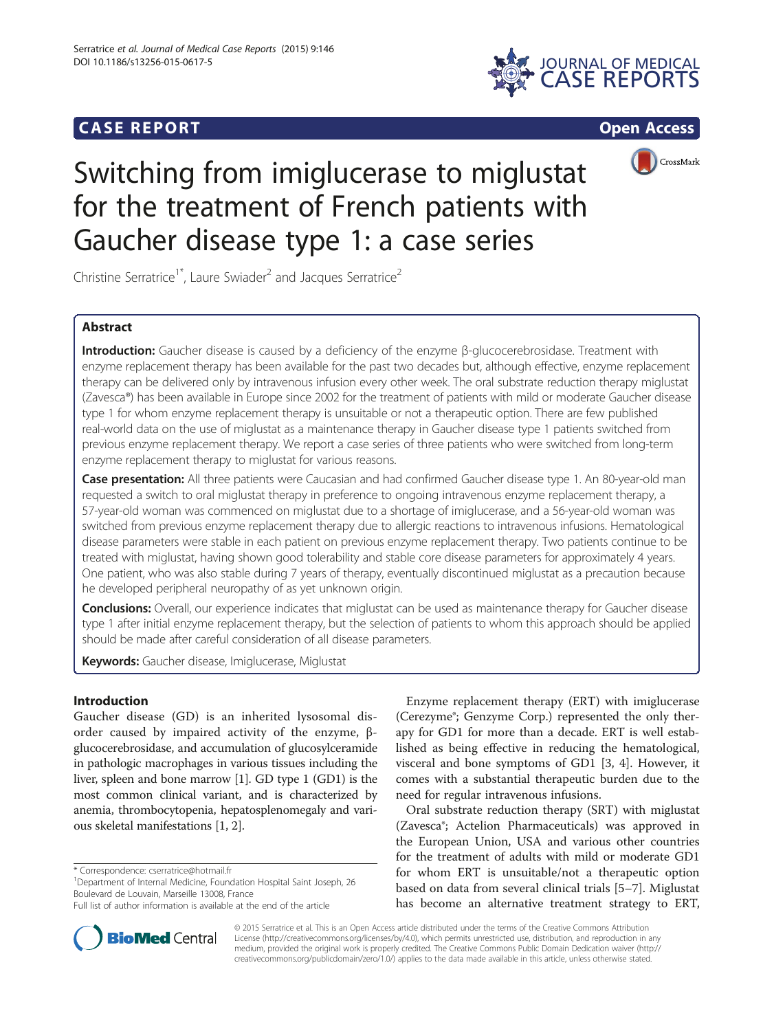**CASE REPORT** **Open Access**

# Switching from imiglucerase to miglustat for the treatment of French patients with Gaucher disease type 1: a case series

Christine Serratrice[1*], Laure Swiader[2] and Jacques Serratrice[2]

## Abstract

**Introduction:** Gaucher disease is caused by a deficiency of the enzyme β-glucocerebrosidase. Treatment with enzyme replacement therapy has been available for the past two decades but, although effective, enzyme replacement therapy can be delivered only by intravenous infusion every other week. The oral substrate reduction therapy miglustat (Zavesca®) has been available in Europe since 2002 for the treatment of patients with mild or moderate Gaucher disease type 1 for whom enzyme replacement therapy is unsuitable or not a therapeutic option. There are few published real-world data on the use of miglustat as a maintenance therapy in Gaucher disease type 1 patients switched from previous enzyme replacement therapy. We report a case series of three patients who were switched from long-term enzyme replacement therapy to miglustat for various reasons.

**Case presentation:** All three patients were Caucasian and had confirmed Gaucher disease type 1. An 80-year-old man requested a switch to oral miglustat therapy in preference to ongoing intravenous enzyme replacement therapy, a 57-year-old woman was commenced on miglustat due to a shortage of imiglucerase, and a 56-year-old woman was switched from previous enzyme replacement therapy due to allergic reactions to intravenous infusions. Hematological disease parameters were stable in each patient on previous enzyme replacement therapy. Two patients continue to be treated with miglustat, having shown good tolerability and stable core disease parameters for approximately 4 years. One patient, who was also stable during 7 years of therapy, eventually discontinued miglustat as a precaution because he developed peripheral neuropathy of as yet unknown origin.

**Conclusions:** Overall, our experience indicates that miglustat can be used as maintenance therapy for Gaucher disease type 1 after initial enzyme replacement therapy, but the selection of patients to whom this approach should be applied should be made after careful consideration of all disease parameters.

**Keywords:** Gaucher disease, Imiglucerase, Miglustat

## Introduction

Gaucher disease (GD) is an inherited lysosomal disorder caused by impaired activity of the enzyme, β-glucocerebrosidase, and accumulation of glucosylceramide in pathologic macrophages in various tissues including the liver, spleen and bone marrow [1]. GD type 1 (GD1) is the most common clinical variant, and is characterized by anemia, thrombocytopenia, hepatosplenomegaly and various skeletal manifestations [1, 2].

Enzyme replacement therapy (ERT) with imiglucerase (Cerezyme®; Genzyme Corp.) represented the only therapy for GD1 for more than a decade. ERT is well established as being effective in reducing the hematological, visceral and bone symptoms of GD1 [3, 4]. However, it comes with a substantial therapeutic burden due to the need for regular intravenous infusions.

Oral substrate reduction therapy (SRT) with miglustat (Zavesca®; Actelion Pharmaceuticals) was approved in the European Union, USA and various other countries for the treatment of adults with mild or moderate GD1 for whom ERT is unsuitable/not a therapeutic option based on data from several clinical trials [5–7]. Miglustat has become an alternative treatment strategy to ERT,

\* Correspondence: cserratrice@hotmail.fr
[1]Department of Internal Medicine, Foundation Hospital Saint Joseph, 26 Boulevard de Louvain, Marseille 13008, France
Full list of author information is available at the end of the article

© 2015 Serratrice et al. This is an Open Access article distributed under the terms of the Creative Commons Attribution License (http://creativecommons.org/licenses/by/4.0), which permits unrestricted use, distribution, and reproduction in any medium, provided the original work is properly credited. The Creative Commons Public Domain Dedication waiver (http://creativecommons.org/publicdomain/zero/1.0/) applies to the data made available in this article, unless otherwise stated.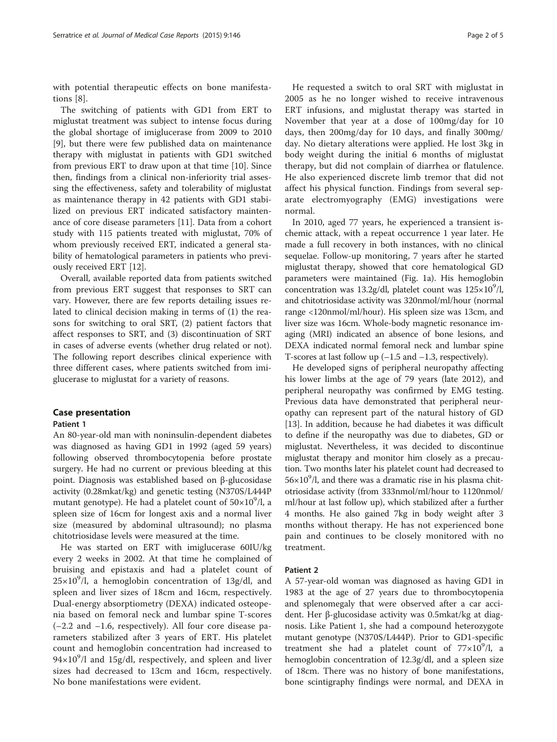with potential therapeutic effects on bone manifestations [8].

The switching of patients with GD1 from ERT to miglustat treatment was subject to intense focus during the global shortage of imiglucerase from 2009 to 2010 [9], but there were few published data on maintenance therapy with miglustat in patients with GD1 switched from previous ERT to draw upon at that time [10]. Since then, findings from a clinical non-inferiority trial assessing the effectiveness, safety and tolerability of miglustat as maintenance therapy in 42 patients with GD1 stabilized on previous ERT indicated satisfactory maintenance of core disease parameters [11]. Data from a cohort study with 115 patients treated with miglustat, 70% of whom previously received ERT, indicated a general stability of hematological parameters in patients who previously received ERT [12].

Overall, available reported data from patients switched from previous ERT suggest that responses to SRT can vary. However, there are few reports detailing issues related to clinical decision making in terms of (1) the reasons for switching to oral SRT, (2) patient factors that affect responses to SRT, and (3) discontinuation of SRT in cases of adverse events (whether drug related or not). The following report describes clinical experience with three different cases, where patients switched from imiglucerase to miglustat for a variety of reasons.

## Case presentation

### Patient 1

An 80-year-old man with noninsulin-dependent diabetes was diagnosed as having GD1 in 1992 (aged 59 years) following observed thrombocytopenia before prostate surgery. He had no current or previous bleeding at this point. Diagnosis was established based on β-glucosidase activity (0.28mkat/kg) and genetic testing (N370S/L444P mutant genotype). He had a platelet count of $50{\times}10^9$/l, a spleen size of 16cm for longest axis and a normal liver size (measured by abdominal ultrasound); no plasma chitotriosidase levels were measured at the time.

He was started on ERT with imiglucerase 60IU/kg every 2 weeks in 2002. At that time he complained of bruising and epistaxis and had a platelet count of $25{\times}10^9$/l, a hemoglobin concentration of 13g/dl, and spleen and liver sizes of 18cm and 16cm, respectively. Dual-energy absorptiometry (DEXA) indicated osteopenia based on femoral neck and lumbar spine T-scores (−2.2 and −1.6, respectively). All four core disease parameters stabilized after 3 years of ERT. His platelet count and hemoglobin concentration had increased to $94{\times}10^9$/l and 15g/dl, respectively, and spleen and liver sizes had decreased to 13cm and 16cm, respectively. No bone manifestations were evident.

He requested a switch to oral SRT with miglustat in 2005 as he no longer wished to receive intravenous ERT infusions, and miglustat therapy was started in November that year at a dose of 100mg/day for 10 days, then 200mg/day for 10 days, and finally 300mg/day. No dietary alterations were applied. He lost 3kg in body weight during the initial 6 months of miglustat therapy, but did not complain of diarrhea or flatulence. He also experienced discrete limb tremor that did not affect his physical function. Findings from several separate electromyography (EMG) investigations were normal.

In 2010, aged 77 years, he experienced a transient ischemic attack, with a repeat occurrence 1 year later. He made a full recovery in both instances, with no clinical sequelae. Follow-up monitoring, 7 years after he started miglustat therapy, showed that core hematological GD parameters were maintained (Fig. 1a). His hemoglobin concentration was 13.2g/dl, platelet count was $125{\times}10^9$/l, and chitotriosidase activity was 320nmol/ml/hour (normal range <120nmol/ml/hour). His spleen size was 13cm, and liver size was 16cm. Whole-body magnetic resonance imaging (MRI) indicated an absence of bone lesions, and DEXA indicated normal femoral neck and lumbar spine T-scores at last follow up (−1.5 and −1.3, respectively).

He developed signs of peripheral neuropathy affecting his lower limbs at the age of 79 years (late 2012), and peripheral neuropathy was confirmed by EMG testing. Previous data have demonstrated that peripheral neuropathy can represent part of the natural history of GD [13]. In addition, because he had diabetes it was difficult to define if the neuropathy was due to diabetes, GD or miglustat. Nevertheless, it was decided to discontinue miglustat therapy and monitor him closely as a precaution. Two months later his platelet count had decreased to $56{\times}10^9$/l, and there was a dramatic rise in his plasma chitotriosidase activity (from 333nmol/ml/hour to 1120nmol/ml/hour at last follow up), which stabilized after a further 4 months. He also gained 7kg in body weight after 3 months without therapy. He has not experienced bone pain and continues to be closely monitored with no treatment.

### Patient 2

A 57-year-old woman was diagnosed as having GD1 in 1983 at the age of 27 years due to thrombocytopenia and splenomegaly that were observed after a car accident. Her β-glucosidase activity was 0.5mkat/kg at diagnosis. Like Patient 1, she had a compound heterozygote mutant genotype (N370S/L444P). Prior to GD1-specific treatment she had a platelet count of $77{\times}10^9$/l, a hemoglobin concentration of 12.3g/dl, and a spleen size of 18cm. There was no history of bone manifestations, bone scintigraphy findings were normal, and DEXA in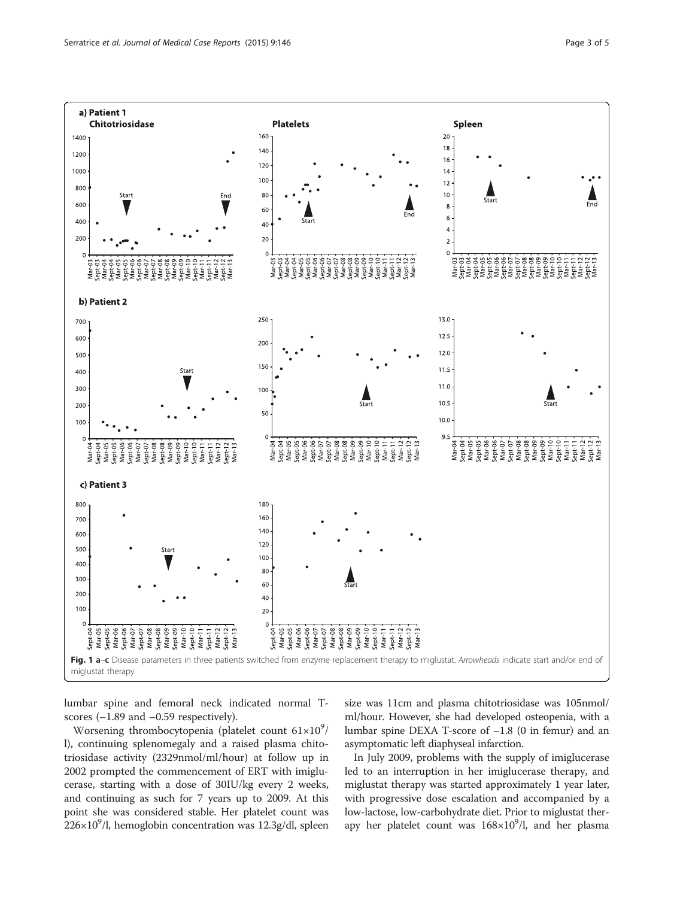Fig. 1 a–c Disease parameters in three patients switched from enzyme replacement therapy to miglustat. *Arrowheads* indicate start and/or end of miglustat therapy

lumbar spine and femoral neck indicated normal T-scores (−1.89 and −0.59 respectively).

Worsening thrombocytopenia (platelet count $61\times10^9$/l), continuing splenomegaly and a raised plasma chitotriosidase activity (2329nmol/ml/hour) at follow up in 2002 prompted the commencement of ERT with imiglucerase, starting with a dose of 30IU/kg every 2 weeks, and continuing as such for 7 years up to 2009. At this point she was considered stable. Her platelet count was $226\times10^9$/l, hemoglobin concentration was 12.3g/dl, spleen size was 11cm and plasma chitotriosidase was 105nmol/ml/hour. However, she had developed osteopenia, with a lumbar spine DEXA T-score of −1.8 (0 in femur) and an asymptomatic left diaphyseal infarction.

In July 2009, problems with the supply of imiglucerase led to an interruption in her imiglucerase therapy, and miglustat therapy was started approximately 1 year later, with progressive dose escalation and accompanied by a low-lactose, low-carbohydrate diet. Prior to miglustat therapy her platelet count was $168\times10^9$/l, and her plasma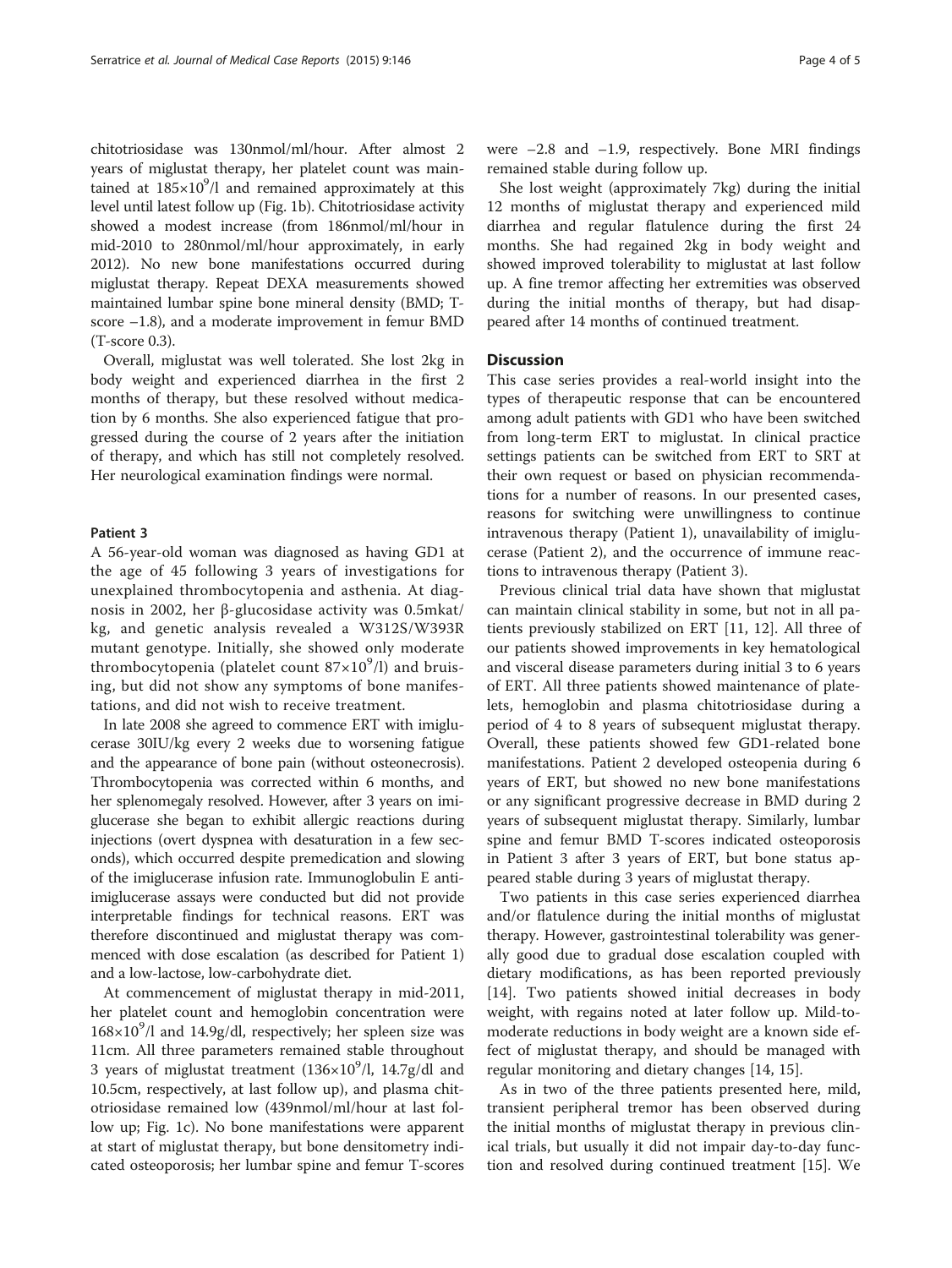chitotriosidase was 130nmol/ml/hour. After almost 2 years of miglustat therapy, her platelet count was maintained at $185{\times}10^9$/l and remained approximately at this level until latest follow up (Fig. 1b). Chitotriosidase activity showed a modest increase (from 186nmol/ml/hour in mid-2010 to 280nmol/ml/hour approximately, in early 2012). No new bone manifestations occurred during miglustat therapy. Repeat DEXA measurements showed maintained lumbar spine bone mineral density (BMD; T-score −1.8), and a moderate improvement in femur BMD (T-score 0.3).

Overall, miglustat was well tolerated. She lost 2kg in body weight and experienced diarrhea in the first 2 months of therapy, but these resolved without medication by 6 months. She also experienced fatigue that progressed during the course of 2 years after the initiation of therapy, and which has still not completely resolved. Her neurological examination findings were normal.

#### Patient 3

A 56-year-old woman was diagnosed as having GD1 at the age of 45 following 3 years of investigations for unexplained thrombocytopenia and asthenia. At diagnosis in 2002, her β-glucosidase activity was 0.5mkat/kg, and genetic analysis revealed a W312S/W393R mutant genotype. Initially, she showed only moderate thrombocytopenia (platelet count $87{\times}10^9$/l) and bruising, but did not show any symptoms of bone manifestations, and did not wish to receive treatment.

In late 2008 she agreed to commence ERT with imiglucerase 30IU/kg every 2 weeks due to worsening fatigue and the appearance of bone pain (without osteonecrosis). Thrombocytopenia was corrected within 6 months, and her splenomegaly resolved. However, after 3 years on imiglucerase she began to exhibit allergic reactions during injections (overt dyspnea with desaturation in a few seconds), which occurred despite premedication and slowing of the imiglucerase infusion rate. Immunoglobulin E anti-imiglucerase assays were conducted but did not provide interpretable findings for technical reasons. ERT was therefore discontinued and miglustat therapy was commenced with dose escalation (as described for Patient 1) and a low-lactose, low-carbohydrate diet.

At commencement of miglustat therapy in mid-2011, her platelet count and hemoglobin concentration were $168{\times}10^9$/l and 14.9g/dl, respectively; her spleen size was 11cm. All three parameters remained stable throughout 3 years of miglustat treatment ($136{\times}10^9$/l, 14.7g/dl and 10.5cm, respectively, at last follow up), and plasma chitotriosidase remained low (439nmol/ml/hour at last follow up; Fig. 1c). No bone manifestations were apparent at start of miglustat therapy, but bone densitometry indicated osteoporosis; her lumbar spine and femur T-scores were −2.8 and −1.9, respectively. Bone MRI findings remained stable during follow up.

She lost weight (approximately 7kg) during the initial 12 months of miglustat therapy and experienced mild diarrhea and regular flatulence during the first 24 months. She had regained 2kg in body weight and showed improved tolerability to miglustat at last follow up. A fine tremor affecting her extremities was observed during the initial months of therapy, but had disappeared after 14 months of continued treatment.

## Discussion

This case series provides a real-world insight into the types of therapeutic response that can be encountered among adult patients with GD1 who have been switched from long-term ERT to miglustat. In clinical practice settings patients can be switched from ERT to SRT at their own request or based on physician recommendations for a number of reasons. In our presented cases, reasons for switching were unwillingness to continue intravenous therapy (Patient 1), unavailability of imiglucerase (Patient 2), and the occurrence of immune reactions to intravenous therapy (Patient 3).

Previous clinical trial data have shown that miglustat can maintain clinical stability in some, but not in all patients previously stabilized on ERT [11, 12]. All three of our patients showed improvements in key hematological and visceral disease parameters during initial 3 to 6 years of ERT. All three patients showed maintenance of platelets, hemoglobin and plasma chitotriosidase during a period of 4 to 8 years of subsequent miglustat therapy. Overall, these patients showed few GD1-related bone manifestations. Patient 2 developed osteopenia during 6 years of ERT, but showed no new bone manifestations or any significant progressive decrease in BMD during 2 years of subsequent miglustat therapy. Similarly, lumbar spine and femur BMD T-scores indicated osteoporosis in Patient 3 after 3 years of ERT, but bone status appeared stable during 3 years of miglustat therapy.

Two patients in this case series experienced diarrhea and/or flatulence during the initial months of miglustat therapy. However, gastrointestinal tolerability was generally good due to gradual dose escalation coupled with dietary modifications, as has been reported previously [14]. Two patients showed initial decreases in body weight, with regains noted at later follow up. Mild-to-moderate reductions in body weight are a known side effect of miglustat therapy, and should be managed with regular monitoring and dietary changes [14, 15].

As in two of the three patients presented here, mild, transient peripheral tremor has been observed during the initial months of miglustat therapy in previous clinical trials, but usually it did not impair day-to-day function and resolved during continued treatment [15]. We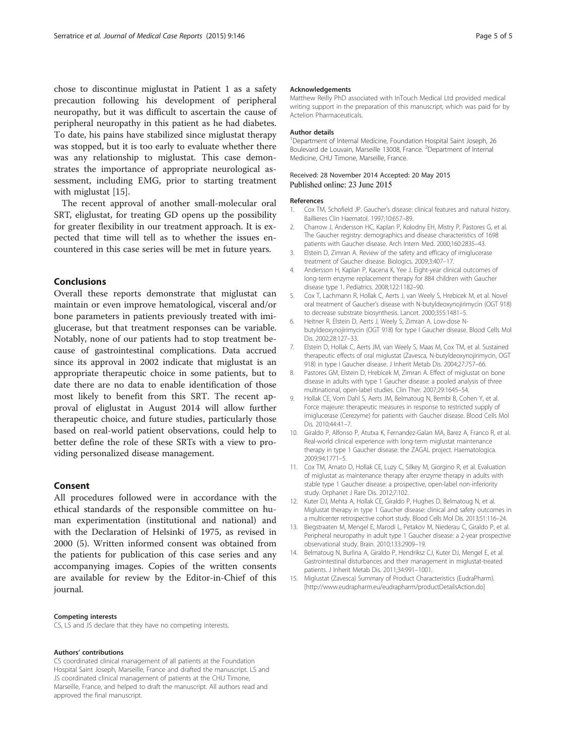chose to discontinue miglustat in Patient 1 as a safety precaution following his development of peripheral neuropathy, but it was difficult to ascertain the cause of peripheral neuropathy in this patient as he had diabetes. To date, his pains have stabilized since miglustat therapy was stopped, but it is too early to evaluate whether there was any relationship to miglustat. This case demonstrates the importance of appropriate neurological assessment, including EMG, prior to starting treatment with miglustat [15].

The recent approval of another small-molecular oral SRT, eliglustat, for treating GD opens up the possibility for greater flexibility in our treatment approach. It is expected that time will tell as to whether the issues encountered in this case series will be met in future years.

## Conclusions

Overall these reports demonstrate that miglustat can maintain or even improve hematological, visceral and/or bone parameters in patients previously treated with imiglucerase, but that treatment responses can be variable. Notably, none of our patients had to stop treatment because of gastrointestinal complications. Data accrued since its approval in 2002 indicate that miglustat is an appropriate therapeutic choice in some patients, but to date there are no data to enable identification of those most likely to benefit from this SRT. The recent approval of eliglustat in August 2014 will allow further therapeutic choice, and future studies, particularly those based on real-world patient observations, could help to better define the role of these SRTs with a view to providing personalized disease management.

## Consent

All procedures followed were in accordance with the ethical standards of the responsible committee on human experimentation (institutional and national) and with the Declaration of Helsinki of 1975, as revised in 2000 (5). Written informed consent was obtained from the patients for publication of this case series and any accompanying images. Copies of the written consents are available for review by the Editor-in-Chief of this journal.

#### Competing interests

CS, LS and JS declare that they have no competing interests.

#### Authors' contributions

CS coordinated clinical management of all patients at the Foundation Hospital Saint Joseph, Marseille, France and drafted the manuscript. LS and JS coordinated clinical management of patients at the CHU Timone, Marseille, France, and helped to draft the manuscript. All authors read and approved the final manuscript.

#### Acknowledgements

Matthew Reilly PhD associated with InTouch Medical Ltd provided medical writing support in the preparation of this manuscript, which was paid for by Actelion Pharmaceuticals.

#### Author details

[1]Department of Internal Medicine, Foundation Hospital Saint Joseph, 26 Boulevard de Louvain, Marseille 13008, France. [2]Department of Internal Medicine, CHU Timone, Marseille, France.

Received: 28 November 2014 Accepted: 20 May 2015
Published online: 23 June 2015

#### References

1. Cox TM, Schofield JP. Gaucher's disease: clinical features and natural history. Baillieres Clin Haematol. 1997;10:657–89.
2. Charrow J, Andersson HC, Kaplan P, Kolodny EH, Mistry P, Pastores G, et al. The Gaucher registry: demographics and disease characteristics of 1698 patients with Gaucher disease. Arch Intern Med. 2000;160:2835–43.
3. Elstein D, Zimran A. Review of the safety and efficacy of imiglucerase treatment of Gaucher disease. Biologics. 2009;3:407–17.
4. Andersson H, Kaplan P, Kacena K, Yee J. Eight-year clinical outcomes of long-term enzyme replacement therapy for 884 children with Gaucher disease type 1. Pediatrics. 2008;122:1182–90.
5. Cox T, Lachmann R, Hollak C, Aerts J, van Weely S, Hrebicek M, et al. Novel oral treatment of Gaucher's disease with N-butyldeoxynojirimycin (OGT 918) to decrease substrate biosynthesis. Lancet. 2000;355:1481–5.
6. Heitner R, Elstein D, Aerts J, Weely S, Zimran A. Low-dose N-butyldeoxynojirimycin (OGT 918) for type I Gaucher disease. Blood Cells Mol Dis. 2002;28:127–33.
7. Elstein D, Hollak C, Aerts JM, van Weely S, Maas M, Cox TM, et al. Sustained therapeutic effects of oral miglustat (Zavesca, N-butyldeoxynojirimycin, OGT 918) in type I Gaucher disease. J Inherit Metab Dis. 2004;27:757–66.
8. Pastores GM, Elstein D, Hrebicek M, Zimran A. Effect of miglustat on bone disease in adults with type 1 Gaucher disease: a pooled analysis of three multinational, open-label studies. Clin Ther. 2007;29:1645–54.
9. Hollak CE, Vom Dahl S, Aerts JM, Belmatoug N, Bembi B, Cohen Y, et al. Force majeure: therapeutic measures in response to restricted supply of imiglucerase (Cerezyme) for patients with Gaucher disease. Blood Cells Mol Dis. 2010;44:41–7.
10. Giraldo P, Alfonso P, Atutxa K, Fernandez-Galan MA, Barez A, Franco R, et al. Real-world clinical experience with long-term miglustat maintenance therapy in type 1 Gaucher disease: the ZAGAL project. Haematologica. 2009;94:1771–5.
11. Cox TM, Amato D, Hollak CE, Luzy C, Silkey M, Giorgino R, et al. Evaluation of miglustat as maintenance therapy after enzyme therapy in adults with stable type 1 Gaucher disease: a prospective, open-label non-inferiority study. Orphanet J Rare Dis. 2012;7:102.
12. Kuter DJ, Mehta A, Hollak CE, Giraldo P, Hughes D, Belmatoug N, et al. Miglustat therapy in type 1 Gaucher disease: clinical and safety outcomes in a multicenter retrospective cohort study. Blood Cells Mol Dis. 2013;51:116–24.
13. Biegstraaten M, Mengel E, Marodi L, Petakov M, Niederau C, Giraldo P, et al. Peripheral neuropathy in adult type 1 Gaucher disease: a 2-year prospective observational study. Brain. 2010;133:2909–19.
14. Belmatoug N, Burlina A, Giraldo P, Hendriksz CJ, Kuter DJ, Mengel E, et al. Gastrointestinal disturbances and their management in miglustat-treated patients. J Inherit Metab Dis. 2011;34:991–1001.
15. Miglustat (Zavesca) Summary of Product Characteristics (EudraPharm). [http://www.eudrapharm.eu/eudrapharm/productDetailsAction.do]